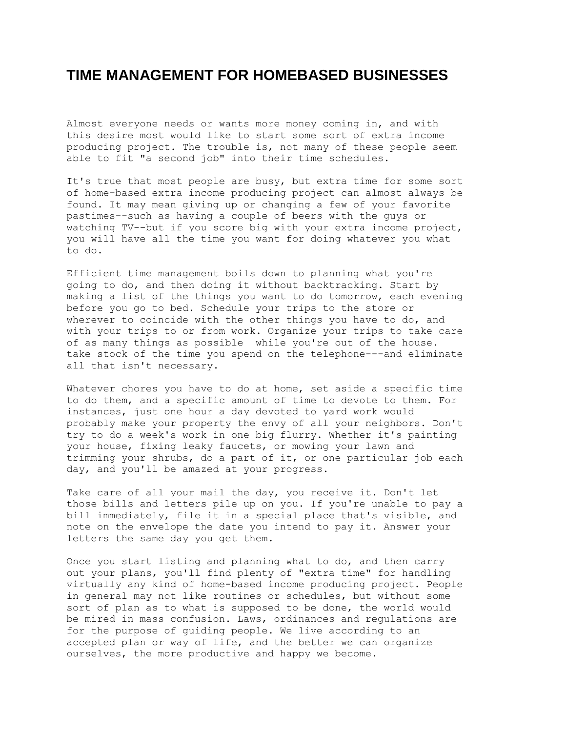# TIME MANAGEMENT FOR HOMEBASED BUSINESSES

Almost everyone needs or wants more money coming in, and with this desire most would like to start some sort of extra income producing project. The trouble is, not many of these people seem able to fit "a second job" into their time schedules.

It's true that most people are busy, but extra time for some sort of home-based extra income producing project can almost always be found. It may mean giving up or changing a few of your favorite pastimes--such as having a couple of beers with the guys or watching TV--but if you score big with your extra income project, you will have all the time you want for doing whatever you what to do.

Efficient time management boils down to planning what you're going to do, and then doing it without backtracking. Start by making a list of the things you want to do tomorrow, each evening before you go to bed. Schedule your trips to the store or wherever to coincide with the other things you have to do, and with your trips to or from work. Organize your trips to take care of as many things as possible while you're out of the house. take stock of the time you spend on the telephone---and eliminate all that isn't necessary.

Whatever chores you have to do at home, set aside a specific time to do them, and a specific amount of time to devote to them. For instances, just one hour a day devoted to yard work would probably make your property the envy of all your neighbors. Don't try to do a week's work in one big flurry. Whether it's painting your house, fixing leaky faucets, or mowing your lawn and trimming your shrubs, do a part of it, or one particular job each day, and you'll be amazed at your progress.

Take care of all your mail the day, you receive it. Don't let those bills and letters pile up on you. If you're unable to pay a bill immediately, file it in a special place that's visible, and note on the envelope the date you intend to pay it. Answer your letters the same day you get them.

Once you start listing and planning what to do, and then carry out your plans, you'll find plenty of "extra time" for handling virtually any kind of home-based income producing project. People in general may not like routines or schedules, but without some sort of plan as to what is supposed to be done, the world would be mired in mass confusion. Laws, ordinances and regulations are for the purpose of guiding people. We live according to an accepted plan or way of life, and the better we can organize ourselves, the more productive and happy we become.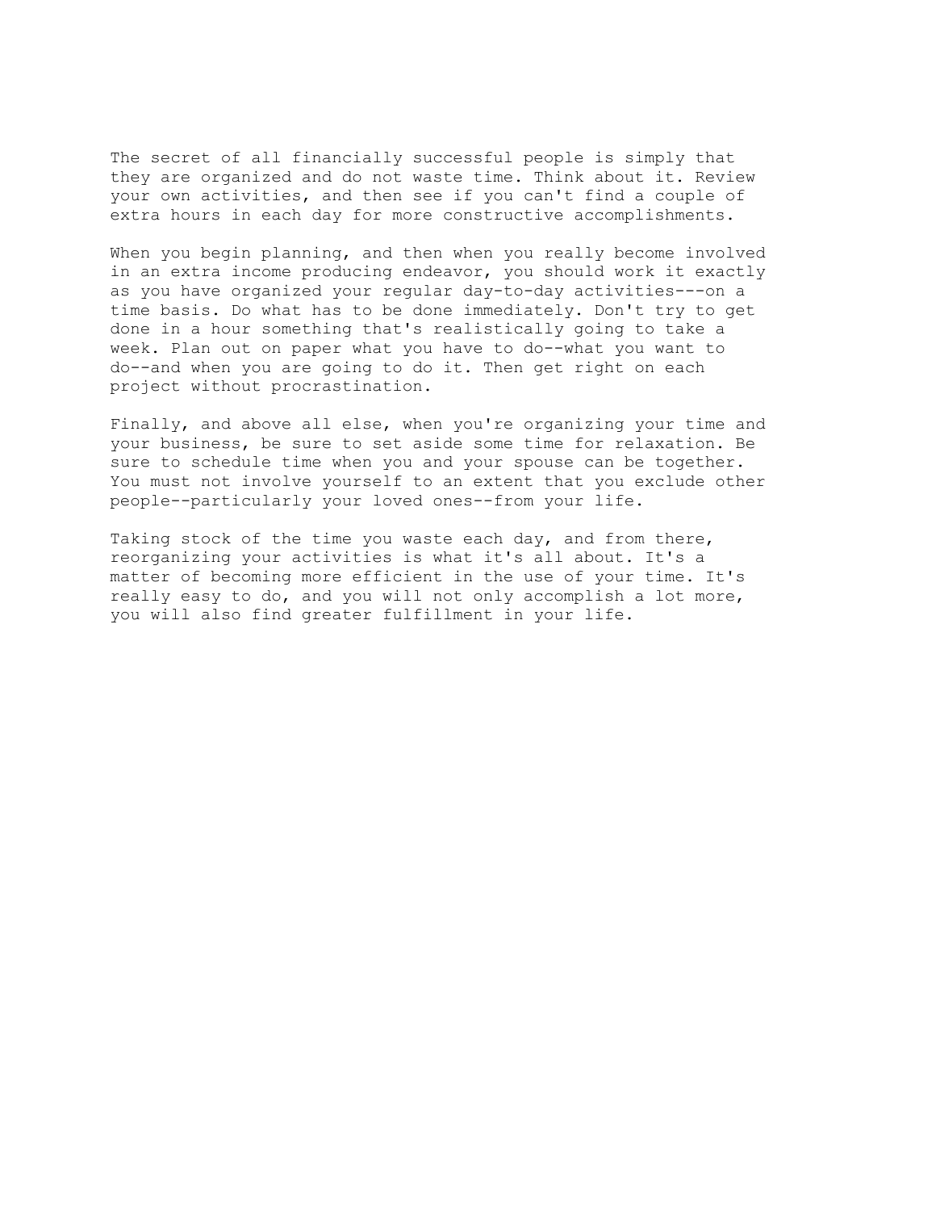The secret of all financially successful people is simply that they are organized and do not waste time. Think about it. Review your own activities, and then see if you can't find a couple of extra hours in each day for more constructive accomplishments.

When you begin planning, and then when you really become involved in an extra income producing endeavor, you should work it exactly as you have organized your regular day-to-day activities---on a time basis. Do what has to be done immediately. Don't try to get done in a hour something that's realistically going to take a week. Plan out on paper what you have to do--what you want to do--and when you are going to do it. Then get right on each project without procrastination.

Finally, and above all else, when you're organizing your time and your business, be sure to set aside some time for relaxation. Be sure to schedule time when you and your spouse can be together. You must not involve yourself to an extent that you exclude other people--particularly your loved ones--from your life.

Taking stock of the time you waste each day, and from there, reorganizing your activities is what it's all about. It's a matter of becoming more efficient in the use of your time. It's really easy to do, and you will not only accomplish a lot more, you will also find greater fulfillment in your life.